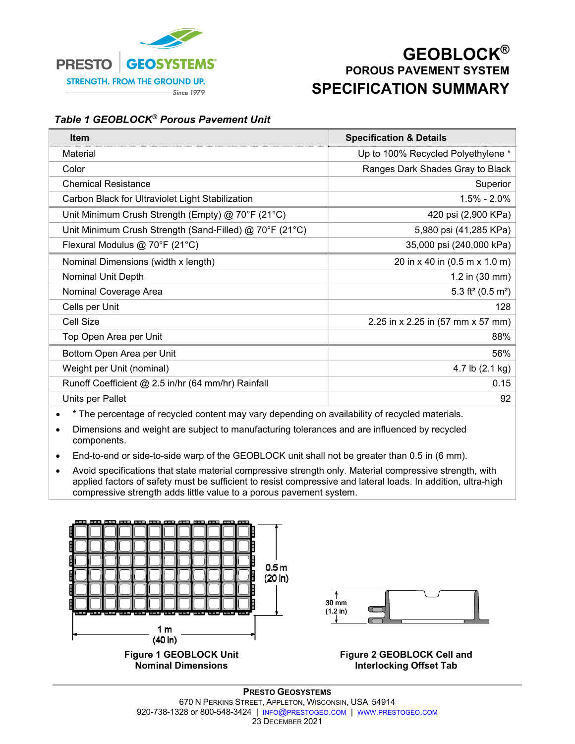PRESTO | GEOSYSTEMS®
STRENGTH. FROM THE GROUND UP.
Since 1979

# GEOBLOCK®

## POROUS PAVEMENT SYSTEM

## SPECIFICATION SUMMARY

*Table 1 GEOBLOCK® Porous Pavement Unit*

| Item | Specification & Details |
|---|---|
| Material | Up to 100% Recycled Polyethylene * |
| Color | Ranges Dark Shades Gray to Black |
| Chemical Resistance | Superior |
| Carbon Black for Ultraviolet Light Stabilization | 1.5% - 2.0% |
| Unit Minimum Crush Strength (Empty) @ 70°F (21°C) | 420 psi (2,900 KPa) |
| Unit Minimum Crush Strength (Sand-Filled) @ 70°F (21°C) | 5,980 psi (41,285 KPa) |
| Flexural Modulus @ 70°F (21°C) | 35,000 psi (240,000 kPa) |
| Nominal Dimensions (width x length) | 20 in x 40 in (0.5 m x 1.0 m) |
| Nominal Unit Depth | 1.2 in (30 mm) |
| Nominal Coverage Area | 5.3 ft² (0.5 m²) |
| Cells per Unit | 128 |
| Cell Size | 2.25 in x 2.25 in (57 mm x 57 mm) |
| Top Open Area per Unit | 88% |
| Bottom Open Area per Unit | 56% |
| Weight per Unit (nominal) | 4.7 lb (2.1 kg) |
| Runoff Coefficient @ 2.5 in/hr (64 mm/hr) Rainfall | 0.15 |
| Units per Pallet | 92 |

- * The percentage of recycled content may vary depending on availability of recycled materials.
- Dimensions and weight are subject to manufacturing tolerances and are influenced by recycled components.
- End-to-end or side-to-side warp of the GEOBLOCK unit shall not be greater than 0.5 in (6 mm).
- Avoid specifications that state material compressive strength only. Material compressive strength, with applied factors of safety must be sufficient to resist compressive and lateral loads. In addition, ultra-high compressive strength adds little value to a porous pavement system.

0.5 m (20 in)

1 m (40 in)

**Figure 1 GEOBLOCK Unit Nominal Dimensions**

30 mm (1.2 in)

**Figure 2 GEOBLOCK Cell and Interlocking Offset Tab**

**PRESTO GEOSYSTEMS**
670 N PERKINS STREET, APPLETON, WISCONSIN, USA 54914
920-738-1328 or 800-548-3424 | INFO@PRESTOGEO.COM | WWW.PRESTOGEO.COM
23 DECEMBER 2021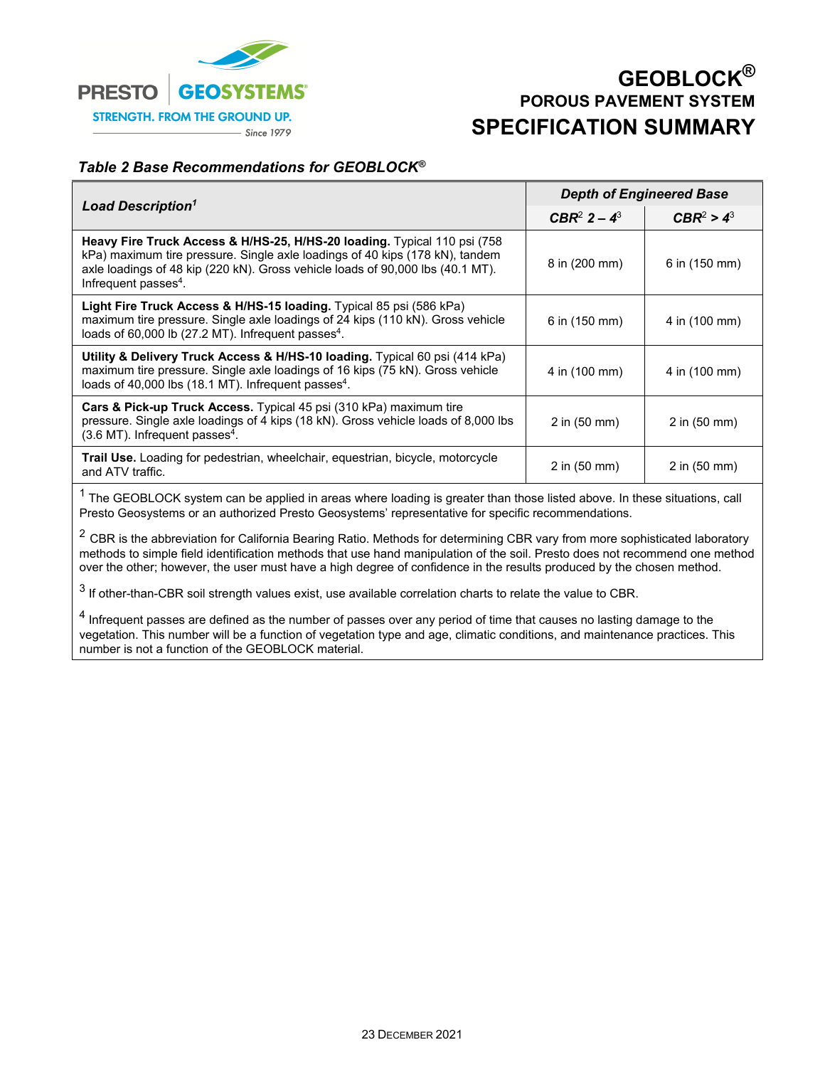*Table 2 Base Recommendations for GEOBLOCK®*

| *Load Description*[1] | *Depth of Engineered Base* | |
|---|---|---|
| | *CBR*[2] *2 – 4*[3] | *CBR*[2] *> 4*[3] |
| **Heavy Fire Truck Access & H/HS-25, H/HS-20 loading.** Typical 110 psi (758 kPa) maximum tire pressure. Single axle loadings of 40 kips (178 kN), tandem axle loadings of 48 kip (220 kN). Gross vehicle loads of 90,000 lbs (40.1 MT). Infrequent passes[4]. | 8 in (200 mm) | 6 in (150 mm) |
| **Light Fire Truck Access & H/HS-15 loading.** Typical 85 psi (586 kPa) maximum tire pressure. Single axle loadings of 24 kips (110 kN). Gross vehicle loads of 60,000 lb (27.2 MT). Infrequent passes[4]. | 6 in (150 mm) | 4 in (100 mm) |
| **Utility & Delivery Truck Access & H/HS-10 loading.** Typical 60 psi (414 kPa) maximum tire pressure. Single axle loadings of 16 kips (75 kN). Gross vehicle loads of 40,000 lbs (18.1 MT). Infrequent passes[4]. | 4 in (100 mm) | 4 in (100 mm) |
| **Cars & Pick-up Truck Access.** Typical 45 psi (310 kPa) maximum tire pressure. Single axle loadings of 4 kips (18 kN). Gross vehicle loads of 8,000 lbs (3.6 MT). Infrequent passes[4]. | 2 in (50 mm) | 2 in (50 mm) |
| **Trail Use.** Loading for pedestrian, wheelchair, equestrian, bicycle, motorcycle and ATV traffic. | 2 in (50 mm) | 2 in (50 mm) |

[1] The GEOBLOCK system can be applied in areas where loading is greater than those listed above. In these situations, call Presto Geosystems or an authorized Presto Geosystems' representative for specific recommendations.

[2] CBR is the abbreviation for California Bearing Ratio. Methods for determining CBR vary from more sophisticated laboratory methods to simple field identification methods that use hand manipulation of the soil. Presto does not recommend one method over the other; however, the user must have a high degree of confidence in the results produced by the chosen method.

[3] If other-than-CBR soil strength values exist, use available correlation charts to relate the value to CBR.

[4] Infrequent passes are defined as the number of passes over any period of time that causes no lasting damage to the vegetation. This number will be a function of vegetation type and age, climatic conditions, and maintenance practices. This number is not a function of the GEOBLOCK material.

23 December 2021